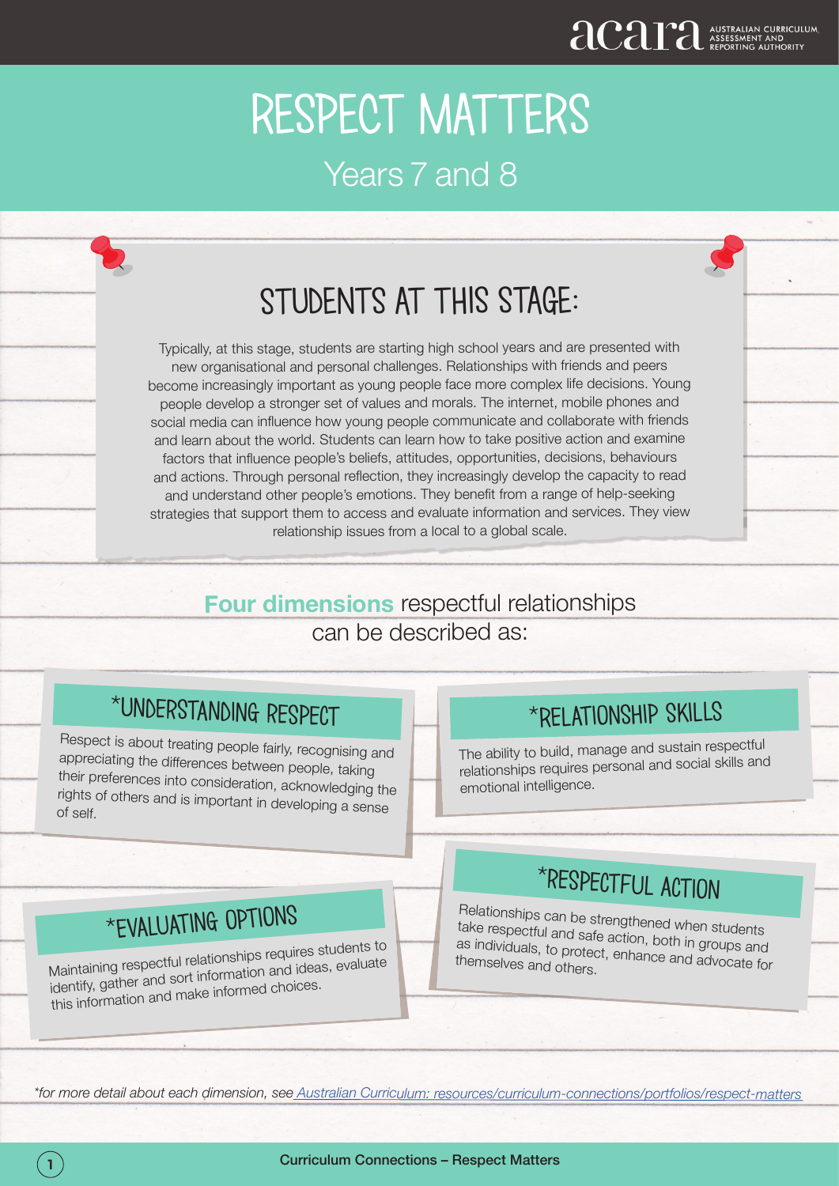# RESPECT MATTERS

## Years 7 and 8

## STUDENTS AT THIS STAGE:

Typically, at this stage, students are starting high school years and are presented with new organisational and personal challenges. Relationships with friends and peers become increasingly important as young people face more complex life decisions. Young people develop a stronger set of values and morals. The internet, mobile phones and social media can influence how young people communicate and collaborate with friends and learn about the world. Students can learn how to take positive action and examine factors that influence people's beliefs, attitudes, opportunities, decisions, behaviours and actions. Through personal reflection, they increasingly develop the capacity to read and understand other people's emotions. They benefit from a range of help-seeking strategies that support them to access and evaluate information and services. They view relationship issues from a local to a global scale.

**Four dimensions** respectful relationships can be described as:

### *UNDERSTANDING RESPECT

Respect is about treating people fairly, recognising and appreciating the differences between people, taking their preferences into consideration, acknowledging the rights of others and is important in developing a sense of self.

### *RELATIONSHIP SKILLS

The ability to build, manage and sustain respectful relationships requires personal and social skills and emotional intelligence.

### *EVALUATING OPTIONS

Maintaining respectful relationships requires students to identify, gather and sort information and ideas, evaluate this information and make informed choices.

### *RESPECTFUL ACTION

Relationships can be strengthened when students take respectful and safe action, both in groups and as individuals, to protect, enhance and advocate for themselves and others.

*for more detail about each dimension, see [Australian Curriculum: resources/curriculum-connections/portfolios/respect-matters](resources/curriculum-connections/portfolios/respect-matters)*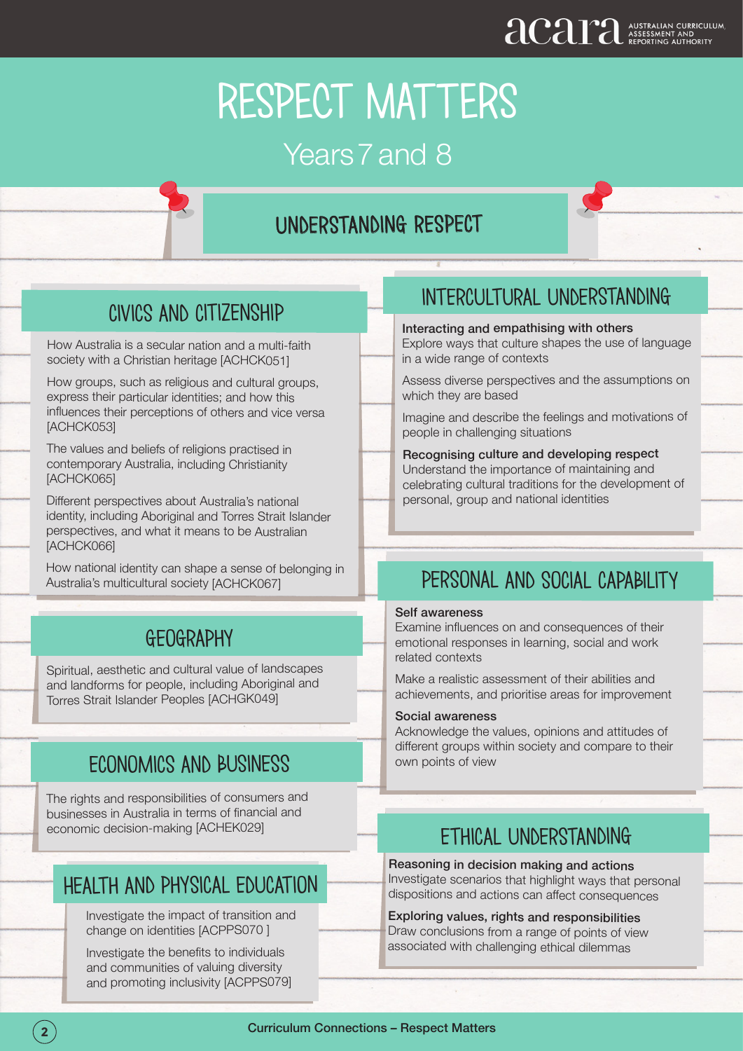# RESPECT MATTERS

## Years 7 and 8

## UNDERSTANDING RESPECT

### CIVICS AND CITIZENSHIP

How Australia is a secular nation and a multi-faith society with a Christian heritage [ACHCK051]

How groups, such as religious and cultural groups, express their particular identities; and how this influences their perceptions of others and vice versa [ACHCK053]

The values and beliefs of religions practised in contemporary Australia, including Christianity [ACHCK065]

Different perspectives about Australia's national identity, including Aboriginal and Torres Strait Islander perspectives, and what it means to be Australian [ACHCK066]

How national identity can shape a sense of belonging in Australia's multicultural society [ACHCK067]

### GEOGRAPHY

Spiritual, aesthetic and cultural value of landscapes and landforms for people, including Aboriginal and Torres Strait Islander Peoples [ACHGK049]

### ECONOMICS AND BUSINESS

The rights and responsibilities of consumers and businesses in Australia in terms of financial and economic decision-making [ACHEK029]

### HEALTH AND PHYSICAL EDUCATION

Investigate the impact of transition and change on identities [ACPPS070 ]

Investigate the benefits to individuals and communities of valuing diversity and promoting inclusivity [ACPPS079]

### INTERCULTURAL UNDERSTANDING

**Interacting and empathising with others**
Explore ways that culture shapes the use of language in a wide range of contexts

Assess diverse perspectives and the assumptions on which they are based

Imagine and describe the feelings and motivations of people in challenging situations

**Recognising culture and developing respect**
Understand the importance of maintaining and celebrating cultural traditions for the development of personal, group and national identities

### PERSONAL AND SOCIAL CAPABILITY

**Self awareness**
Examine influences on and consequences of their emotional responses in learning, social and work related contexts

Make a realistic assessment of their abilities and achievements, and prioritise areas for improvement

**Social awareness**
Acknowledge the values, opinions and attitudes of different groups within society and compare to their own points of view

### ETHICAL UNDERSTANDING

**Reasoning in decision making and actions**
Investigate scenarios that highlight ways that personal dispositions and actions can affect consequences

**Exploring values, rights and responsibilities**
Draw conclusions from a range of points of view associated with challenging ethical dilemmas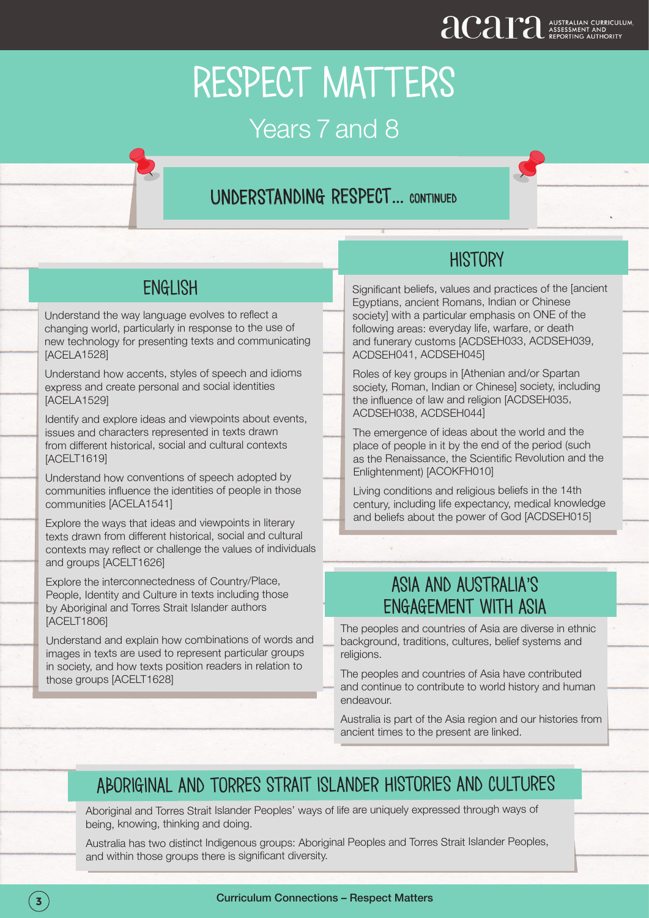# RESPECT MATTERS

Years 7 and 8

## UNDERSTANDING RESPECT... CONTINUED

### ENGLISH

Understand the way language evolves to reflect a changing world, particularly in response to the use of new technology for presenting texts and communicating [ACELA1528]

Understand how accents, styles of speech and idioms express and create personal and social identities [ACELA1529]

Identify and explore ideas and viewpoints about events, issues and characters represented in texts drawn from different historical, social and cultural contexts [ACELT1619]

Understand how conventions of speech adopted by communities influence the identities of people in those communities [ACELA1541]

Explore the ways that ideas and viewpoints in literary texts drawn from different historical, social and cultural contexts may reflect or challenge the values of individuals and groups [ACELT1626]

Explore the interconnectedness of Country/Place, People, Identity and Culture in texts including those by Aboriginal and Torres Strait Islander authors [ACELT1806]

Understand and explain how combinations of words and images in texts are used to represent particular groups in society, and how texts position readers in relation to those groups [ACELT1628]

### HISTORY

Significant beliefs, values and practices of the [ancient Egyptians, ancient Romans, Indian or Chinese society] with a particular emphasis on ONE of the following areas: everyday life, warfare, or death and funerary customs [ACDSEH033, ACDSEH039, ACDSEH041, ACDSEH045]

Roles of key groups in [Athenian and/or Spartan society, Roman, Indian or Chinese] society, including the influence of law and religion [ACDSEH035, ACDSEH038, ACDSEH044]

The emergence of ideas about the world and the place of people in it by the end of the period (such as the Renaissance, the Scientific Revolution and the Enlightenment) [ACOKFH010]

Living conditions and religious beliefs in the 14th century, including life expectancy, medical knowledge and beliefs about the power of God [ACDSEH015]

### ASIA AND AUSTRALIA'S ENGAGEMENT WITH ASIA

The peoples and countries of Asia are diverse in ethnic background, traditions, cultures, belief systems and religions.

The peoples and countries of Asia have contributed and continue to contribute to world history and human endeavour.

Australia is part of the Asia region and our histories from ancient times to the present are linked.

### ABORIGINAL AND TORRES STRAIT ISLANDER HISTORIES AND CULTURES

Aboriginal and Torres Strait Islander Peoples' ways of life are uniquely expressed through ways of being, knowing, thinking and doing.

Australia has two distinct Indigenous groups: Aboriginal Peoples and Torres Strait Islander Peoples, and within those groups there is significant diversity.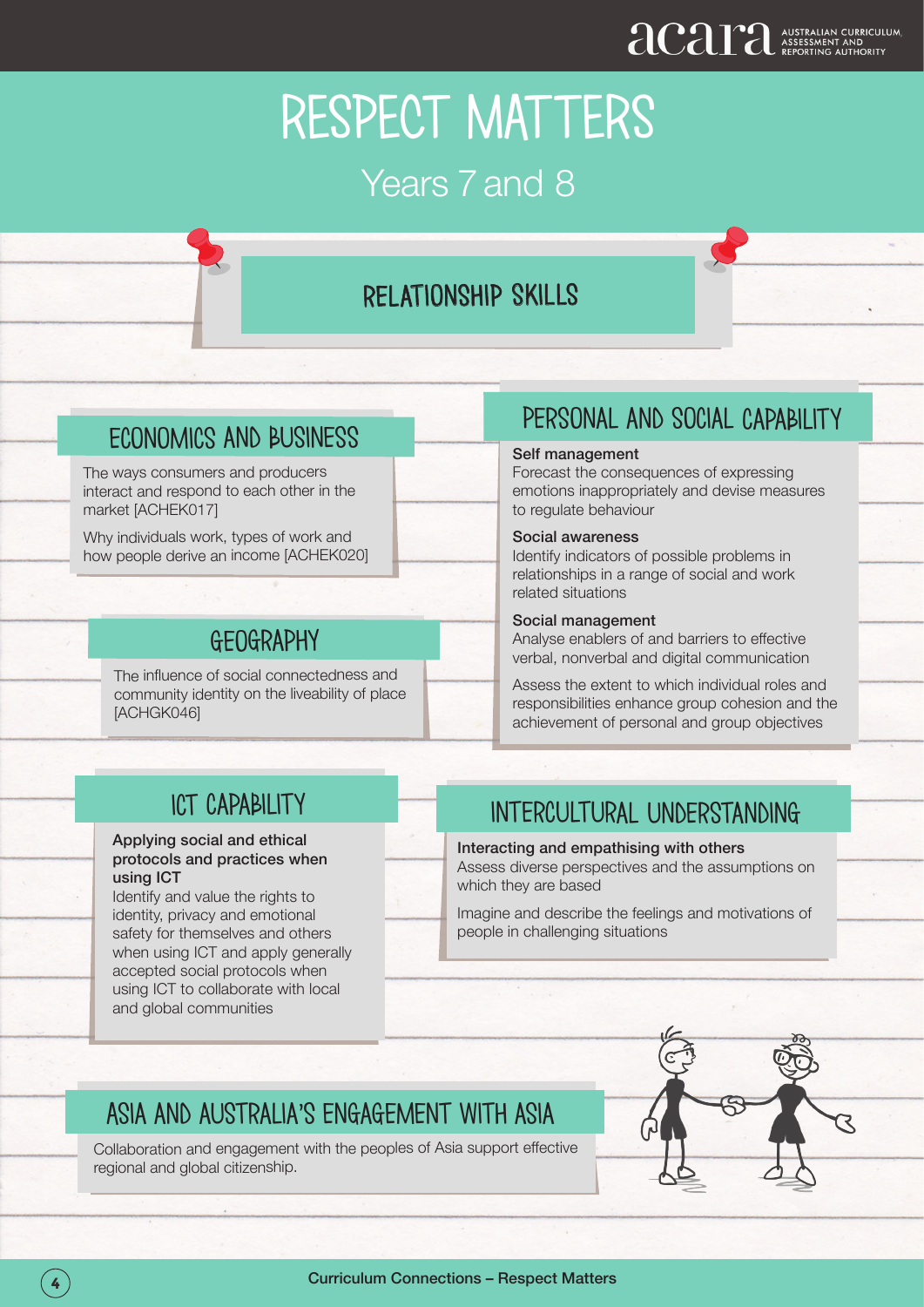# RESPECT MATTERS

## Years 7 and 8

### RELATIONSHIP SKILLS

### ECONOMICS AND BUSINESS

The ways consumers and producers interact and respond to each other in the market [ACHEK017]

Why individuals work, types of work and how people derive an income [ACHEK020]

### GEOGRAPHY

The influence of social connectedness and community identity on the liveability of place [ACHGK046]

### PERSONAL AND SOCIAL CAPABILITY

**Self management**
Forecast the consequences of expressing emotions inappropriately and devise measures to regulate behaviour

**Social awareness**
Identify indicators of possible problems in relationships in a range of social and work related situations

**Social management**
Analyse enablers of and barriers to effective verbal, nonverbal and digital communication

Assess the extent to which individual roles and responsibilities enhance group cohesion and the achievement of personal and group objectives

### ICT CAPABILITY

**Applying social and ethical protocols and practices when using ICT**
Identify and value the rights to identity, privacy and emotional safety for themselves and others when using ICT and apply generally accepted social protocols when using ICT to collaborate with local and global communities

### INTERCULTURAL UNDERSTANDING

**Interacting and empathising with others**
Assess diverse perspectives and the assumptions on which they are based

Imagine and describe the feelings and motivations of people in challenging situations

### ASIA AND AUSTRALIA'S ENGAGEMENT WITH ASIA

Collaboration and engagement with the peoples of Asia support effective regional and global citizenship.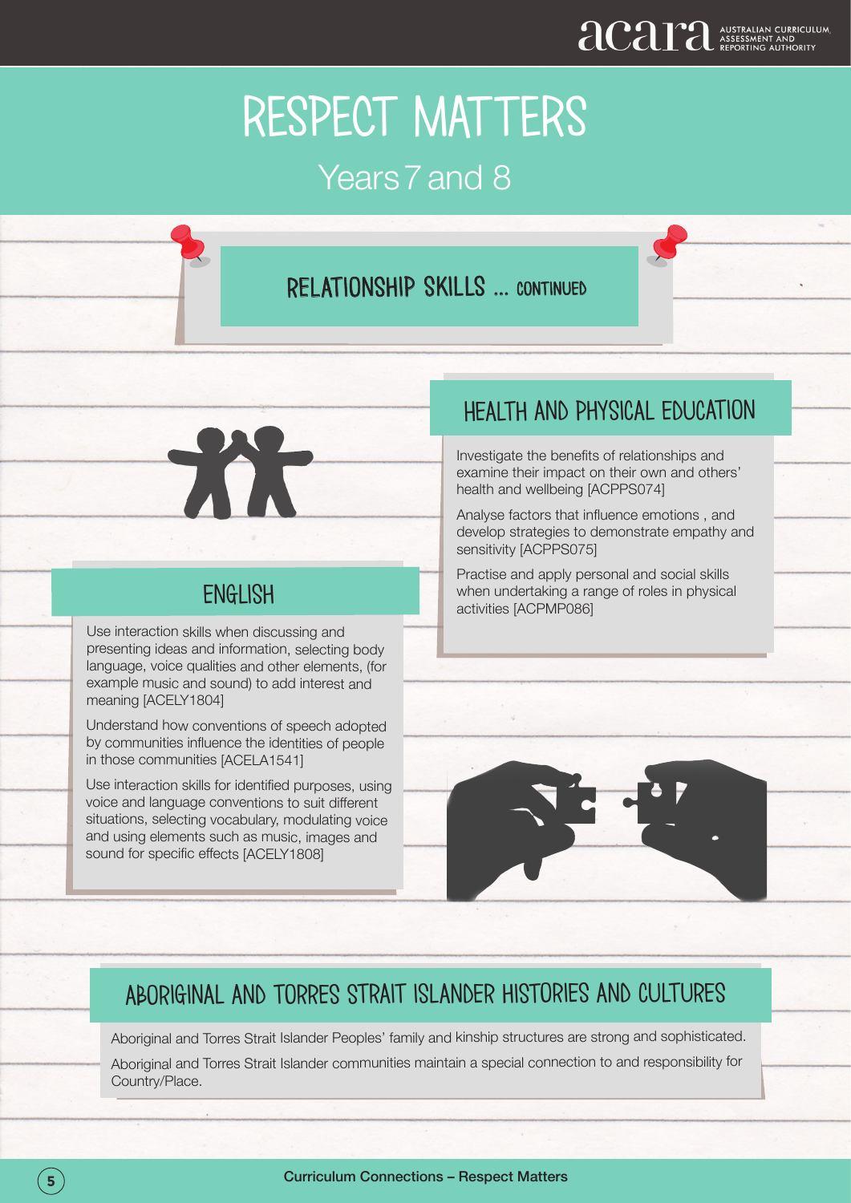# RESPECT MATTERS

## Years 7 and 8

### RELATIONSHIP SKILLS ... CONTINUED

### HEALTH AND PHYSICAL EDUCATION

Investigate the benefits of relationships and examine their impact on their own and others' health and wellbeing [ACPPS074]

Analyse factors that influence emotions , and develop strategies to demonstrate empathy and sensitivity [ACPPS075]

Practise and apply personal and social skills when undertaking a range of roles in physical activities [ACPMP086]

### ENGLISH

Use interaction skills when discussing and presenting ideas and information, selecting body language, voice qualities and other elements, (for example music and sound) to add interest and meaning [ACELY1804]

Understand how conventions of speech adopted by communities influence the identities of people in those communities [ACELA1541]

Use interaction skills for identified purposes, using voice and language conventions to suit different situations, selecting vocabulary, modulating voice and using elements such as music, images and sound for specific effects [ACELY1808]

### ABORIGINAL AND TORRES STRAIT ISLANDER HISTORIES AND CULTURES

Aboriginal and Torres Strait Islander Peoples' family and kinship structures are strong and sophisticated.

Aboriginal and Torres Strait Islander communities maintain a special connection to and responsibility for Country/Place.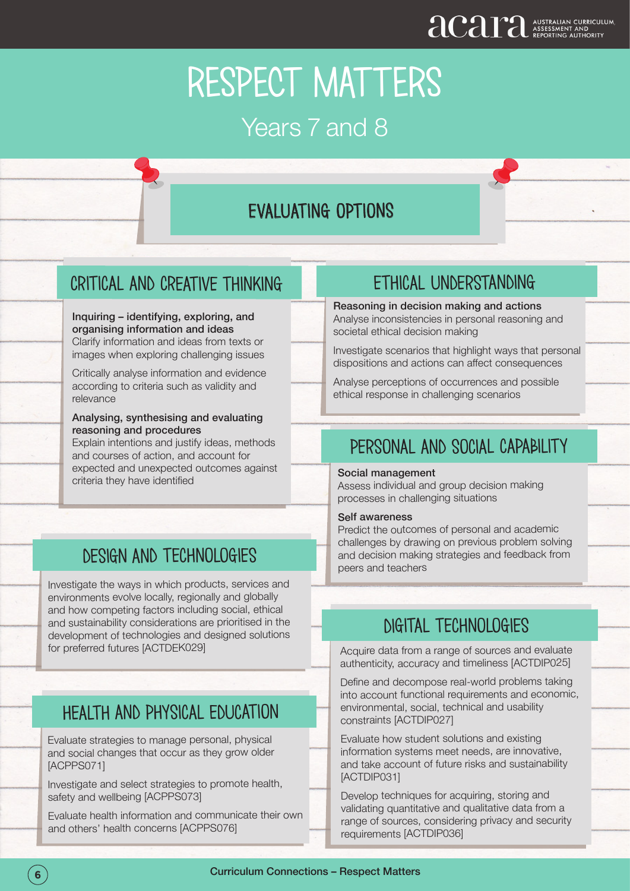# RESPECT MATTERS

## Years 7 and 8

## EVALUATING OPTIONS

### CRITICAL AND CREATIVE THINKING

**Inquiring – identifying, exploring, and organising information and ideas**
Clarify information and ideas from texts or images when exploring challenging issues

Critically analyse information and evidence according to criteria such as validity and relevance

**Analysing, synthesising and evaluating reasoning and procedures**
Explain intentions and justify ideas, methods and courses of action, and account for expected and unexpected outcomes against criteria they have identified

### DESIGN AND TECHNOLOGIES

Investigate the ways in which products, services and environments evolve locally, regionally and globally and how competing factors including social, ethical and sustainability considerations are prioritised in the development of technologies and designed solutions for preferred futures [ACTDEK029]

### HEALTH AND PHYSICAL EDUCATION

Evaluate strategies to manage personal, physical and social changes that occur as they grow older [ACPPS071]

Investigate and select strategies to promote health, safety and wellbeing [ACPPS073]

Evaluate health information and communicate their own and others' health concerns [ACPPS076]

### ETHICAL UNDERSTANDING

**Reasoning in decision making and actions**
Analyse inconsistencies in personal reasoning and societal ethical decision making

Investigate scenarios that highlight ways that personal dispositions and actions can affect consequences

Analyse perceptions of occurrences and possible ethical response in challenging scenarios

### PERSONAL AND SOCIAL CAPABILITY

**Social management**
Assess individual and group decision making processes in challenging situations

**Self awareness**
Predict the outcomes of personal and academic challenges by drawing on previous problem solving and decision making strategies and feedback from peers and teachers

### DIGITAL TECHNOLOGIES

Acquire data from a range of sources and evaluate authenticity, accuracy and timeliness [ACTDIP025]

Define and decompose real-world problems taking into account functional requirements and economic, environmental, social, technical and usability constraints [ACTDIP027]

Evaluate how student solutions and existing information systems meet needs, are innovative, and take account of future risks and sustainability [ACTDIP031]

Develop techniques for acquiring, storing and validating quantitative and qualitative data from a range of sources, considering privacy and security requirements [ACTDIP036]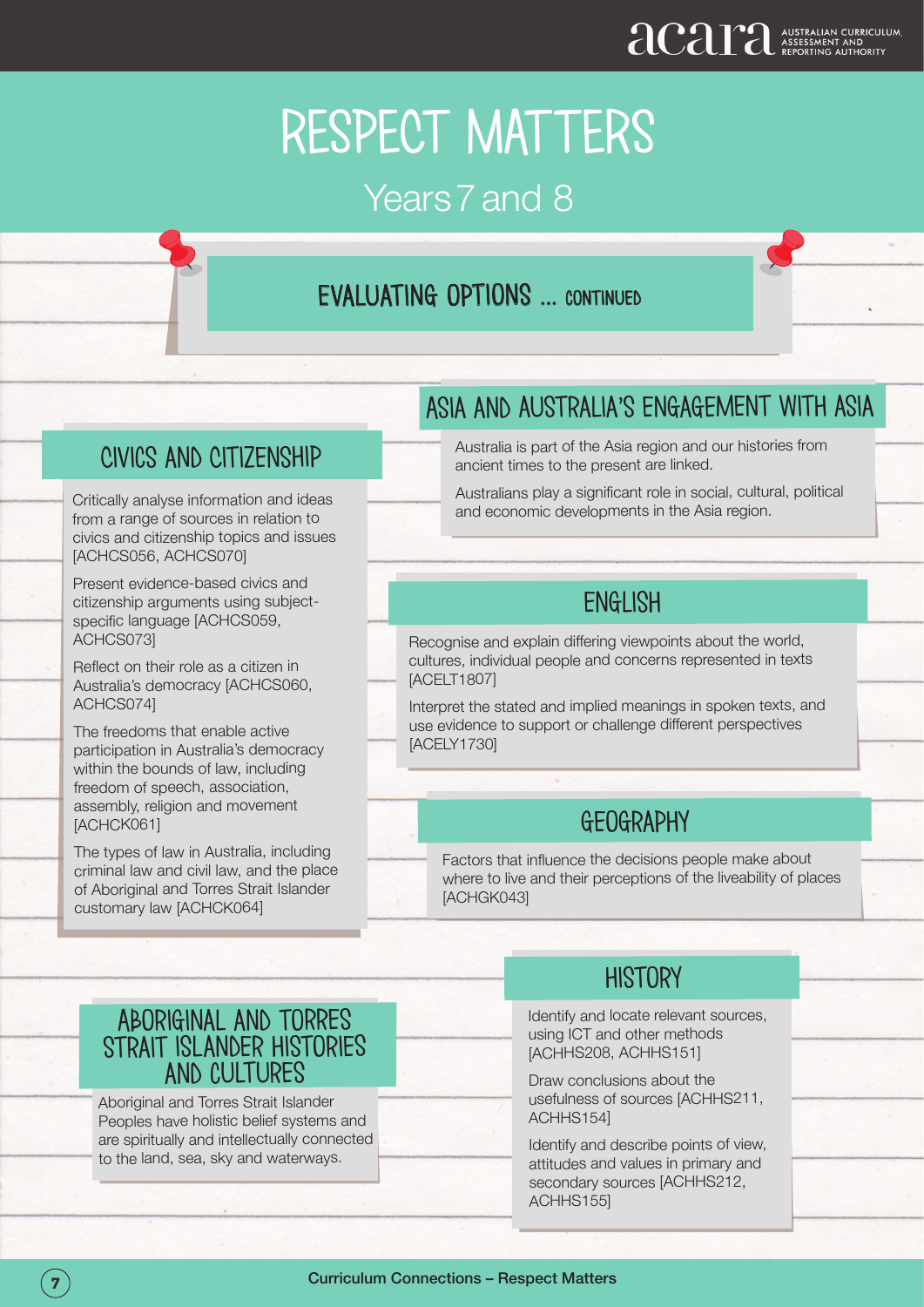# RESPECT MATTERS

## Years 7 and 8

### EVALUATING OPTIONS … CONTINUED

### CIVICS AND CITIZENSHIP

Critically analyse information and ideas from a range of sources in relation to civics and citizenship topics and issues [ACHCS056, ACHCS070]

Present evidence-based civics and citizenship arguments using subject-specific language [ACHCS059, ACHCS073]

Reflect on their role as a citizen in Australia's democracy [ACHCS060, ACHCS074]

The freedoms that enable active participation in Australia's democracy within the bounds of law, including freedom of speech, association, assembly, religion and movement [ACHCK061]

The types of law in Australia, including criminal law and civil law, and the place of Aboriginal and Torres Strait Islander customary law [ACHCK064]

### ABORIGINAL AND TORRES STRAIT ISLANDER HISTORIES AND CULTURES

Aboriginal and Torres Strait Islander Peoples have holistic belief systems and are spiritually and intellectually connected to the land, sea, sky and waterways.

### ASIA AND AUSTRALIA'S ENGAGEMENT WITH ASIA

Australia is part of the Asia region and our histories from ancient times to the present are linked.

Australians play a significant role in social, cultural, political and economic developments in the Asia region.

### ENGLISH

Recognise and explain differing viewpoints about the world, cultures, individual people and concerns represented in texts [ACELT1807]

Interpret the stated and implied meanings in spoken texts, and use evidence to support or challenge different perspectives [ACELY1730]

### GEOGRAPHY

Factors that influence the decisions people make about where to live and their perceptions of the liveability of places [ACHGK043]

### HISTORY

Identify and locate relevant sources, using ICT and other methods [ACHHS208, ACHHS151]

Draw conclusions about the usefulness of sources [ACHHS211, ACHHS154]

Identify and describe points of view, attitudes and values in primary and secondary sources [ACHHS212, ACHHS155]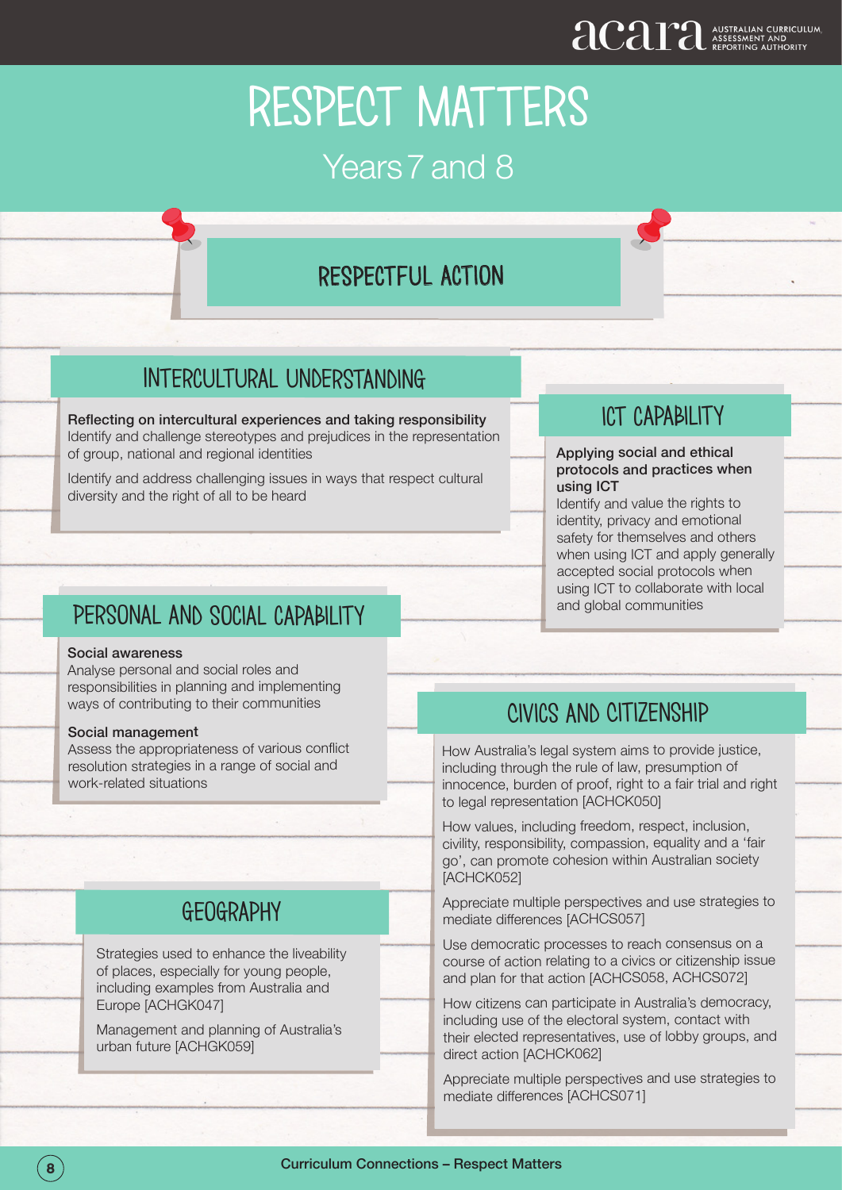# RESPECT MATTERS

Years 7 and 8

## RESPECTFUL ACTION

### INTERCULTURAL UNDERSTANDING

**Reflecting on intercultural experiences and taking responsibility**
Identify and challenge stereotypes and prejudices in the representation of group, national and regional identities

Identify and address challenging issues in ways that respect cultural diversity and the right of all to be heard

### ICT CAPABILITY

**Applying social and ethical protocols and practices when using ICT**
Identify and value the rights to identity, privacy and emotional safety for themselves and others when using ICT and apply generally accepted social protocols when using ICT to collaborate with local and global communities

### PERSONAL AND SOCIAL CAPABILITY

**Social awareness**
Analyse personal and social roles and responsibilities in planning and implementing ways of contributing to their communities

**Social management**
Assess the appropriateness of various conflict resolution strategies in a range of social and work-related situations

### CIVICS AND CITIZENSHIP

How Australia's legal system aims to provide justice, including through the rule of law, presumption of innocence, burden of proof, right to a fair trial and right to legal representation [ACHCK050]

How values, including freedom, respect, inclusion, civility, responsibility, compassion, equality and a 'fair go', can promote cohesion within Australian society [ACHCK052]

Appreciate multiple perspectives and use strategies to mediate differences [ACHCS057]

Use democratic processes to reach consensus on a course of action relating to a civics or citizenship issue and plan for that action [ACHCS058, ACHCS072]

How citizens can participate in Australia's democracy, including use of the electoral system, contact with their elected representatives, use of lobby groups, and direct action [ACHCK062]

Appreciate multiple perspectives and use strategies to mediate differences [ACHCS071]

### GEOGRAPHY

Strategies used to enhance the liveability of places, especially for young people, including examples from Australia and Europe [ACHGK047]

Management and planning of Australia's urban future [ACHGK059]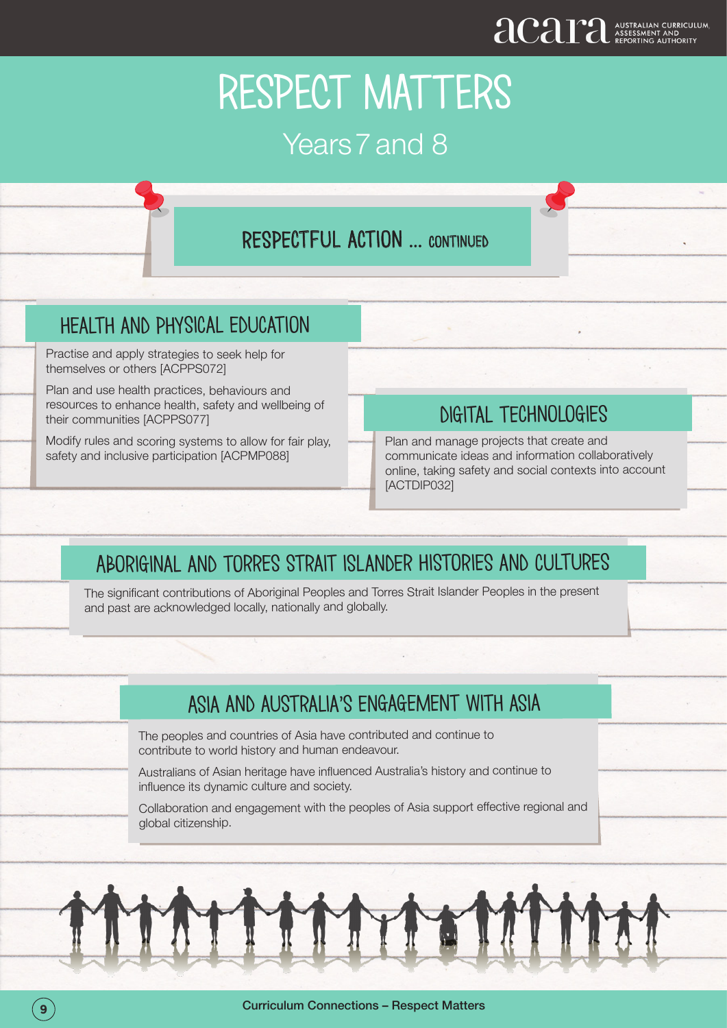# RESPECT MATTERS

Years 7 and 8

## RESPECTFUL ACTION ... CONTINUED

### HEALTH AND PHYSICAL EDUCATION

Practise and apply strategies to seek help for themselves or others [ACPPS072]

Plan and use health practices, behaviours and resources to enhance health, safety and wellbeing of their communities [ACPPS077]

Modify rules and scoring systems to allow for fair play, safety and inclusive participation [ACPMP088]

### DIGITAL TECHNOLOGIES

Plan and manage projects that create and communicate ideas and information collaboratively online, taking safety and social contexts into account [ACTDIP032]

### ABORIGINAL AND TORRES STRAIT ISLANDER HISTORIES AND CULTURES

The significant contributions of Aboriginal Peoples and Torres Strait Islander Peoples in the present and past are acknowledged locally, nationally and globally.

### ASIA AND AUSTRALIA'S ENGAGEMENT WITH ASIA

The peoples and countries of Asia have contributed and continue to contribute to world history and human endeavour.

Australians of Asian heritage have influenced Australia's history and continue to influence its dynamic culture and society.

Collaboration and engagement with the peoples of Asia support effective regional and global citizenship.